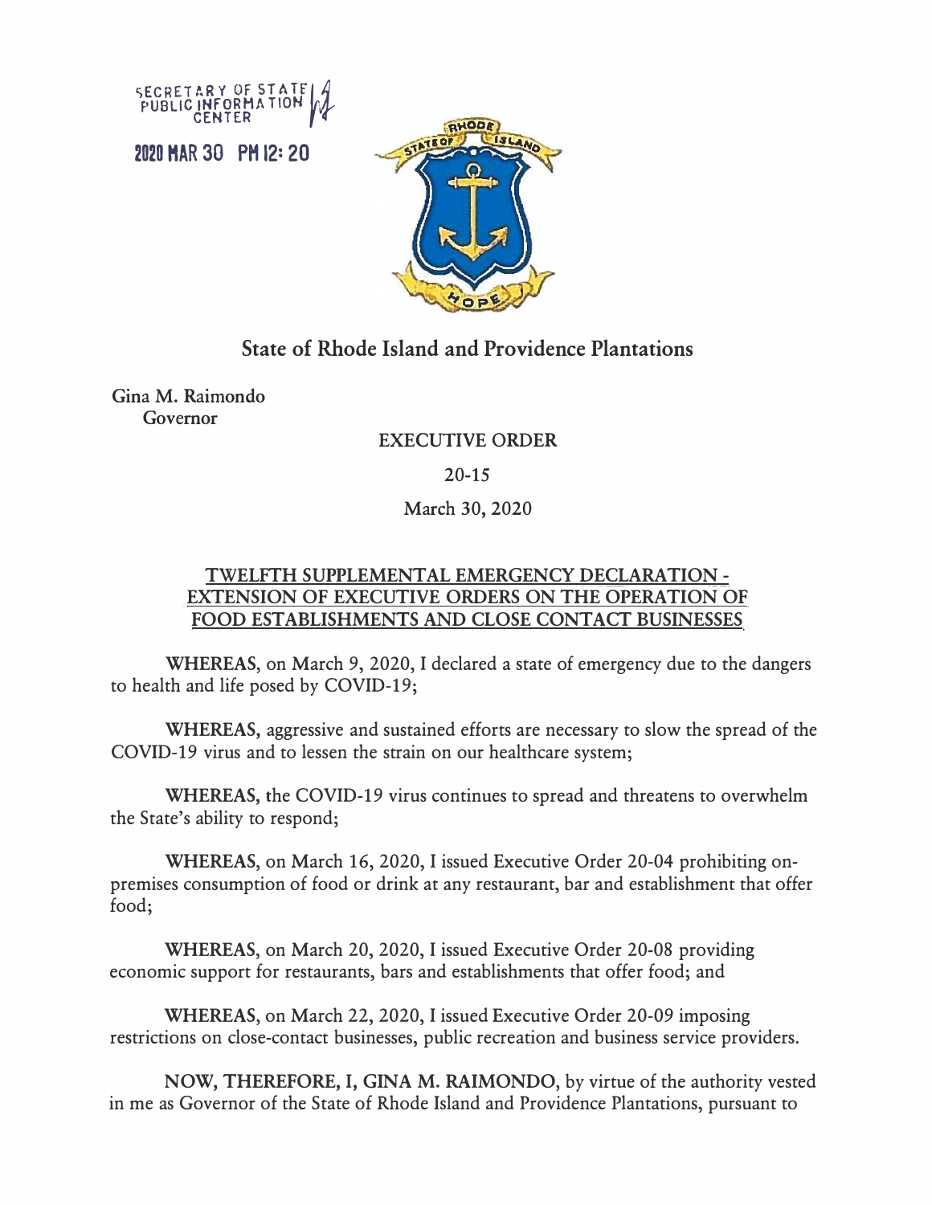SECRETARY OF STATE
PUBLIC INFORMATION
CENTER

2020 MAR 30 PM 12:20

# State of Rhode Island and Providence Plantations

Gina M. Raimondo
Governor

**EXECUTIVE ORDER**

**20-15**

**March 30, 2020**

## TWELFTH SUPPLEMENTAL EMERGENCY DECLARATION - EXTENSION OF EXECUTIVE ORDERS ON THE OPERATION OF FOOD ESTABLISHMENTS AND CLOSE CONTACT BUSINESSES

**WHEREAS,** on March 9, 2020, I declared a state of emergency due to the dangers to health and life posed by COVID-19;

**WHEREAS,** aggressive and sustained efforts are necessary to slow the spread of the COVID-19 virus and to lessen the strain on our healthcare system;

**WHEREAS,** the COVID-19 virus continues to spread and threatens to overwhelm the State's ability to respond;

**WHEREAS,** on March 16, 2020, I issued Executive Order 20-04 prohibiting on-premises consumption of food or drink at any restaurant, bar and establishment that offer food;

**WHEREAS,** on March 20, 2020, I issued Executive Order 20-08 providing economic support for restaurants, bars and establishments that offer food; and

**WHEREAS,** on March 22, 2020, I issued Executive Order 20-09 imposing restrictions on close-contact businesses, public recreation and business service providers.

**NOW, THEREFORE, I, GINA M. RAIMONDO,** by virtue of the authority vested in me as Governor of the State of Rhode Island and Providence Plantations, pursuant to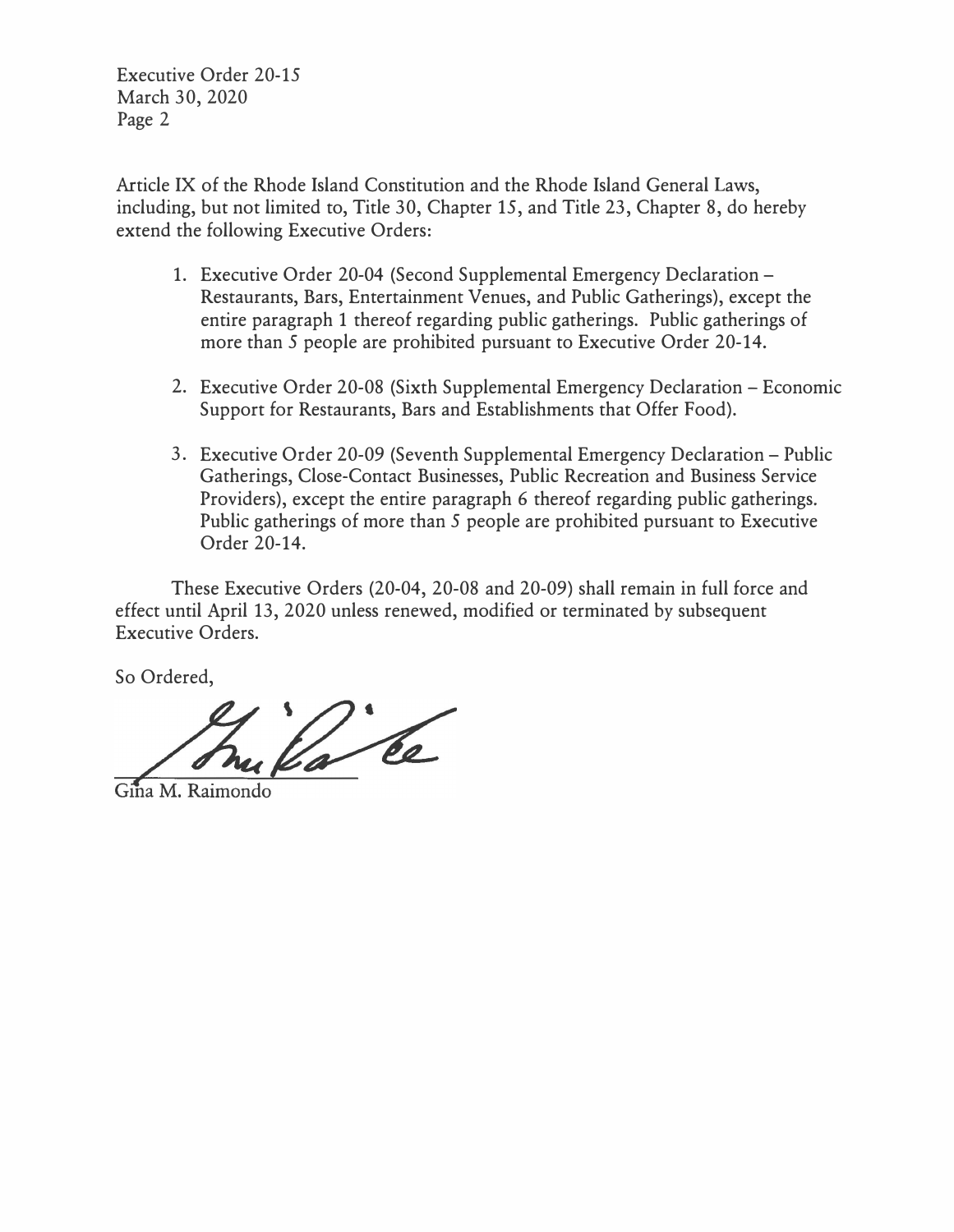Article IX of the Rhode Island Constitution and the Rhode Island General Laws, including, but not limited to, Title 30, Chapter 15, and Title 23, Chapter 8, do hereby extend the following Executive Orders:

1. Executive Order 20-04 (Second Supplemental Emergency Declaration – Restaurants, Bars, Entertainment Venues, and Public Gatherings), except the entire paragraph 1 thereof regarding public gatherings. Public gatherings of more than 5 people are prohibited pursuant to Executive Order 20-14.

2. Executive Order 20-08 (Sixth Supplemental Emergency Declaration – Economic Support for Restaurants, Bars and Establishments that Offer Food).

3. Executive Order 20-09 (Seventh Supplemental Emergency Declaration – Public Gatherings, Close-Contact Businesses, Public Recreation and Business Service Providers), except the entire paragraph 6 thereof regarding public gatherings. Public gatherings of more than 5 people are prohibited pursuant to Executive Order 20-14.

These Executive Orders (20-04, 20-08 and 20-09) shall remain in full force and effect until April 13, 2020 unless renewed, modified or terminated by subsequent Executive Orders.

So Ordered,

Gina M. Raimondo